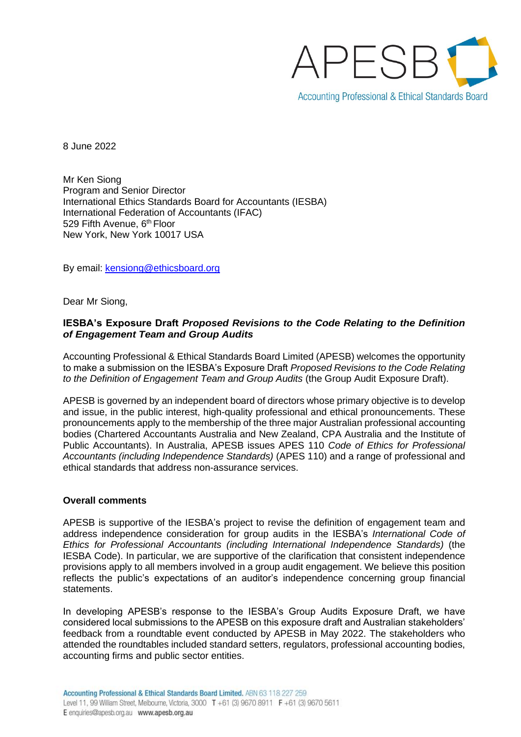APESB

Accounting Professional & Ethical Standards Board

8 June 2022

Mr Ken Siong
Program and Senior Director
International Ethics Standards Board for Accountants (IESBA)
International Federation of Accountants (IFAC)
529 Fifth Avenue, 6th Floor
New York, New York 10017 USA

By email: kensiong@ethicsboard.org

Dear Mr Siong,

**IESBA's Exposure Draft *Proposed Revisions to the Code Relating to the Definition of Engagement Team and Group Audits***

Accounting Professional & Ethical Standards Board Limited (APESB) welcomes the opportunity to make a submission on the IESBA's Exposure Draft *Proposed Revisions to the Code Relating to the Definition of Engagement Team and Group Audits* (the Group Audit Exposure Draft).

APESB is governed by an independent board of directors whose primary objective is to develop and issue, in the public interest, high-quality professional and ethical pronouncements. These pronouncements apply to the membership of the three major Australian professional accounting bodies (Chartered Accountants Australia and New Zealand, CPA Australia and the Institute of Public Accountants). In Australia, APESB issues APES 110 *Code of Ethics for Professional Accountants (including Independence Standards)* (APES 110) and a range of professional and ethical standards that address non-assurance services.

**Overall comments**

APESB is supportive of the IESBA's project to revise the definition of engagement team and address independence consideration for group audits in the IESBA's *International Code of Ethics for Professional Accountants (including International Independence Standards)* (the IESBA Code). In particular, we are supportive of the clarification that consistent independence provisions apply to all members involved in a group audit engagement. We believe this position reflects the public's expectations of an auditor's independence concerning group financial statements.

In developing APESB's response to the IESBA's Group Audits Exposure Draft, we have considered local submissions to the APESB on this exposure draft and Australian stakeholders' feedback from a roundtable event conducted by APESB in May 2022. The stakeholders who attended the roundtables included standard setters, regulators, professional accounting bodies, accounting firms and public sector entities.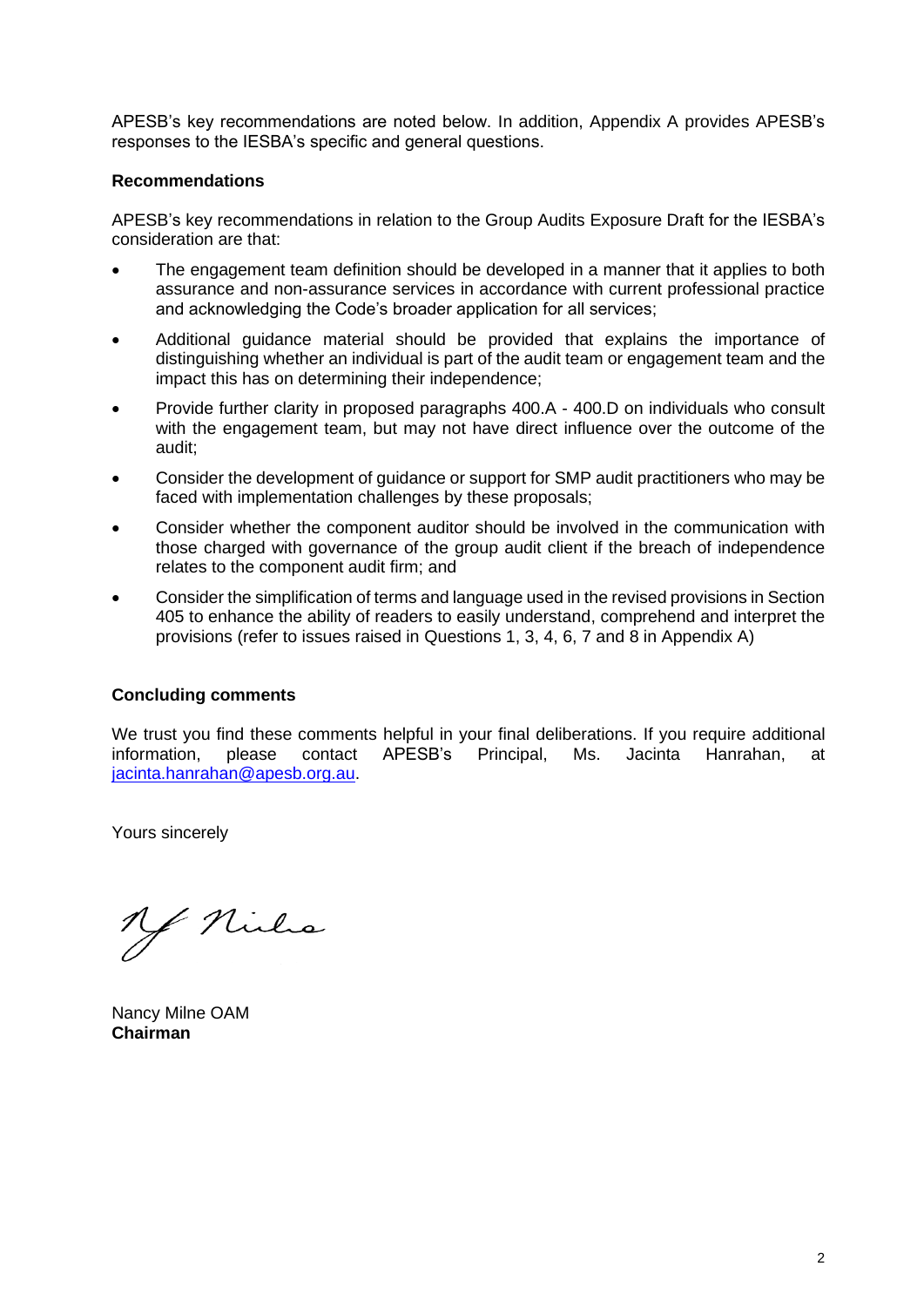APESB's key recommendations are noted below. In addition, Appendix A provides APESB's responses to the IESBA's specific and general questions.

**Recommendations**

APESB's key recommendations in relation to the Group Audits Exposure Draft for the IESBA's consideration are that:

- The engagement team definition should be developed in a manner that it applies to both assurance and non-assurance services in accordance with current professional practice and acknowledging the Code's broader application for all services;
- Additional guidance material should be provided that explains the importance of distinguishing whether an individual is part of the audit team or engagement team and the impact this has on determining their independence;
- Provide further clarity in proposed paragraphs 400.A - 400.D on individuals who consult with the engagement team, but may not have direct influence over the outcome of the audit;
- Consider the development of guidance or support for SMP audit practitioners who may be faced with implementation challenges by these proposals;
- Consider whether the component auditor should be involved in the communication with those charged with governance of the group audit client if the breach of independence relates to the component audit firm; and
- Consider the simplification of terms and language used in the revised provisions in Section 405 to enhance the ability of readers to easily understand, comprehend and interpret the provisions (refer to issues raised in Questions 1, 3, 4, 6, 7 and 8 in Appendix A)

**Concluding comments**

We trust you find these comments helpful in your final deliberations. If you require additional information, please contact APESB's Principal, Ms. Jacinta Hanrahan, at jacinta.hanrahan@apesb.org.au.

Yours sincerely

Nancy Milne OAM
**Chairman**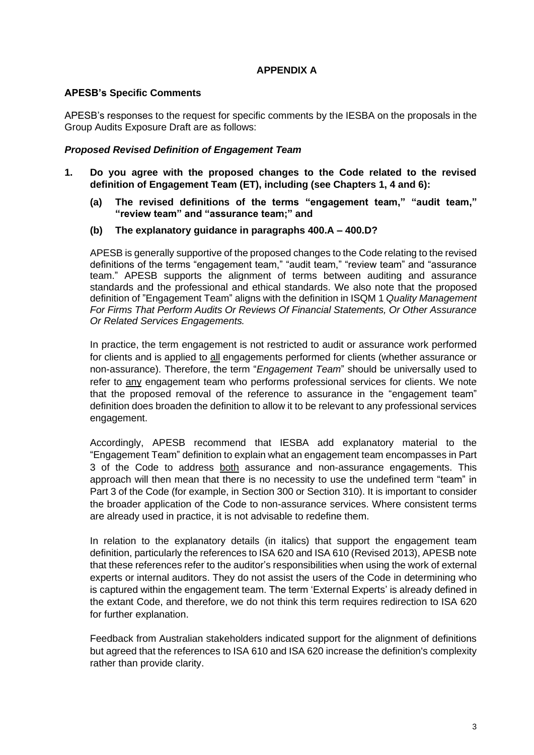## APPENDIX A

### APESB's Specific Comments

APESB's responses to the request for specific comments by the IESBA on the proposals in the Group Audits Exposure Draft are as follows:

#### *Proposed Revised Definition of Engagement Team*

**1. Do you agree with the proposed changes to the Code related to the revised definition of Engagement Team (ET), including (see Chapters 1, 4 and 6):**

**(a) The revised definitions of the terms "engagement team," "audit team," "review team" and "assurance team;" and**

**(b) The explanatory guidance in paragraphs 400.A – 400.D?**

APESB is generally supportive of the proposed changes to the Code relating to the revised definitions of the terms "engagement team," "audit team," "review team" and "assurance team." APESB supports the alignment of terms between auditing and assurance standards and the professional and ethical standards. We also note that the proposed definition of "Engagement Team" aligns with the definition in ISQM 1 *Quality Management For Firms That Perform Audits Or Reviews Of Financial Statements, Or Other Assurance Or Related Services Engagements.*

In practice, the term engagement is not restricted to audit or assurance work performed for clients and is applied to all engagements performed for clients (whether assurance or non-assurance). Therefore, the term "*Engagement Team*" should be universally used to refer to any engagement team who performs professional services for clients. We note that the proposed removal of the reference to assurance in the "engagement team" definition does broaden the definition to allow it to be relevant to any professional services engagement.

Accordingly, APESB recommend that IESBA add explanatory material to the "Engagement Team" definition to explain what an engagement team encompasses in Part 3 of the Code to address both assurance and non-assurance engagements. This approach will then mean that there is no necessity to use the undefined term "team" in Part 3 of the Code (for example, in Section 300 or Section 310). It is important to consider the broader application of the Code to non-assurance services. Where consistent terms are already used in practice, it is not advisable to redefine them.

In relation to the explanatory details (in italics) that support the engagement team definition, particularly the references to ISA 620 and ISA 610 (Revised 2013), APESB note that these references refer to the auditor's responsibilities when using the work of external experts or internal auditors. They do not assist the users of the Code in determining who is captured within the engagement team. The term 'External Experts' is already defined in the extant Code, and therefore, we do not think this term requires redirection to ISA 620 for further explanation.

Feedback from Australian stakeholders indicated support for the alignment of definitions but agreed that the references to ISA 610 and ISA 620 increase the definition's complexity rather than provide clarity.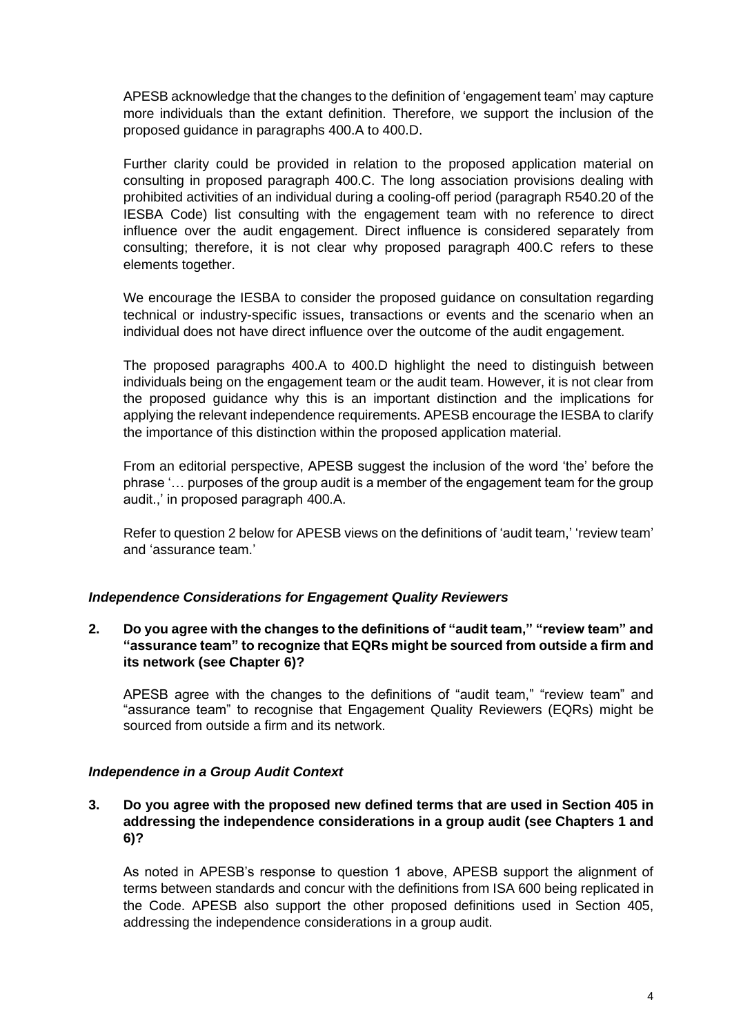APESB acknowledge that the changes to the definition of 'engagement team' may capture more individuals than the extant definition. Therefore, we support the inclusion of the proposed guidance in paragraphs 400.A to 400.D.

Further clarity could be provided in relation to the proposed application material on consulting in proposed paragraph 400.C. The long association provisions dealing with prohibited activities of an individual during a cooling-off period (paragraph R540.20 of the IESBA Code) list consulting with the engagement team with no reference to direct influence over the audit engagement. Direct influence is considered separately from consulting; therefore, it is not clear why proposed paragraph 400.C refers to these elements together.

We encourage the IESBA to consider the proposed guidance on consultation regarding technical or industry-specific issues, transactions or events and the scenario when an individual does not have direct influence over the outcome of the audit engagement.

The proposed paragraphs 400.A to 400.D highlight the need to distinguish between individuals being on the engagement team or the audit team. However, it is not clear from the proposed guidance why this is an important distinction and the implications for applying the relevant independence requirements. APESB encourage the IESBA to clarify the importance of this distinction within the proposed application material.

From an editorial perspective, APESB suggest the inclusion of the word 'the' before the phrase '… purposes of the group audit is a member of the engagement team for the group audit.,' in proposed paragraph 400.A.

Refer to question 2 below for APESB views on the definitions of 'audit team,' 'review team' and 'assurance team.'

### *Independence Considerations for Engagement Quality Reviewers*

**2. Do you agree with the changes to the definitions of "audit team," "review team" and "assurance team" to recognize that EQRs might be sourced from outside a firm and its network (see Chapter 6)?**

APESB agree with the changes to the definitions of "audit team," "review team" and "assurance team" to recognise that Engagement Quality Reviewers (EQRs) might be sourced from outside a firm and its network.

### *Independence in a Group Audit Context*

**3. Do you agree with the proposed new defined terms that are used in Section 405 in addressing the independence considerations in a group audit (see Chapters 1 and 6)?**

As noted in APESB's response to question 1 above, APESB support the alignment of terms between standards and concur with the definitions from ISA 600 being replicated in the Code. APESB also support the other proposed definitions used in Section 405, addressing the independence considerations in a group audit.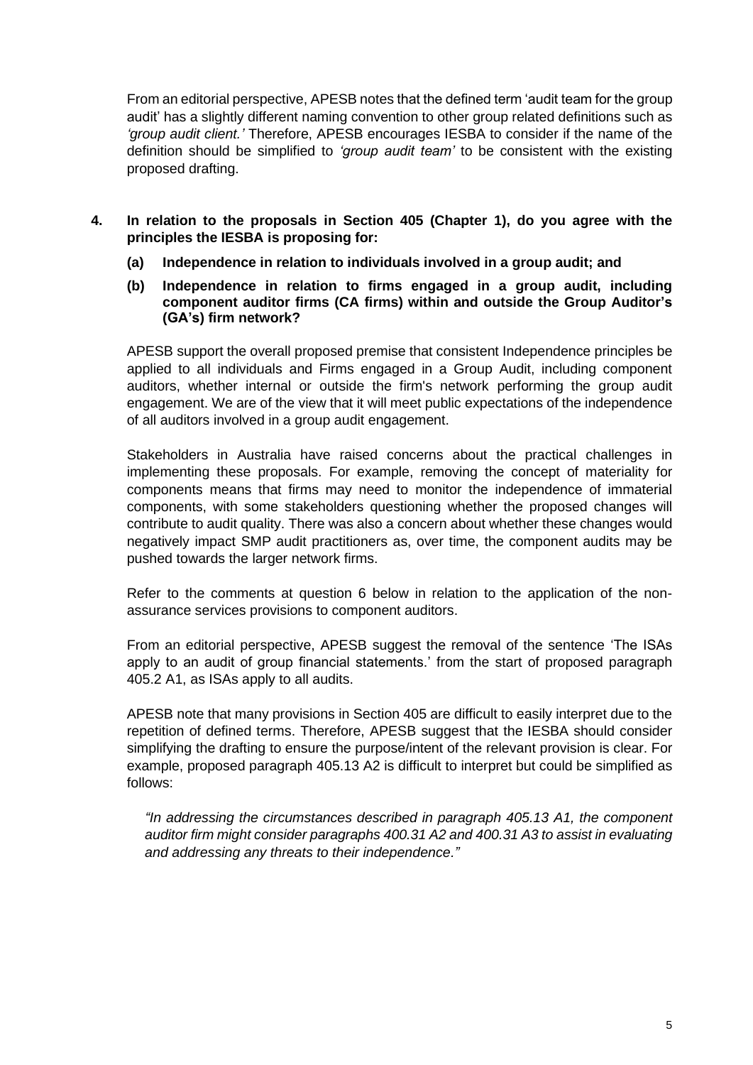From an editorial perspective, APESB notes that the defined term 'audit team for the group audit' has a slightly different naming convention to other group related definitions such as *'group audit client.'* Therefore, APESB encourages IESBA to consider if the name of the definition should be simplified to *'group audit team'* to be consistent with the existing proposed drafting.

**4. In relation to the proposals in Section 405 (Chapter 1), do you agree with the principles the IESBA is proposing for:**

**(a) Independence in relation to individuals involved in a group audit; and**

**(b) Independence in relation to firms engaged in a group audit, including component auditor firms (CA firms) within and outside the Group Auditor's (GA's) firm network?**

APESB support the overall proposed premise that consistent Independence principles be applied to all individuals and Firms engaged in a Group Audit, including component auditors, whether internal or outside the firm's network performing the group audit engagement. We are of the view that it will meet public expectations of the independence of all auditors involved in a group audit engagement.

Stakeholders in Australia have raised concerns about the practical challenges in implementing these proposals. For example, removing the concept of materiality for components means that firms may need to monitor the independence of immaterial components, with some stakeholders questioning whether the proposed changes will contribute to audit quality. There was also a concern about whether these changes would negatively impact SMP audit practitioners as, over time, the component audits may be pushed towards the larger network firms.

Refer to the comments at question 6 below in relation to the application of the non-assurance services provisions to component auditors.

From an editorial perspective, APESB suggest the removal of the sentence 'The ISAs apply to an audit of group financial statements.' from the start of proposed paragraph 405.2 A1, as ISAs apply to all audits.

APESB note that many provisions in Section 405 are difficult to easily interpret due to the repetition of defined terms. Therefore, APESB suggest that the IESBA should consider simplifying the drafting to ensure the purpose/intent of the relevant provision is clear. For example, proposed paragraph 405.13 A2 is difficult to interpret but could be simplified as follows:

> *"In addressing the circumstances described in paragraph 405.13 A1, the component auditor firm might consider paragraphs 400.31 A2 and 400.31 A3 to assist in evaluating and addressing any threats to their independence."*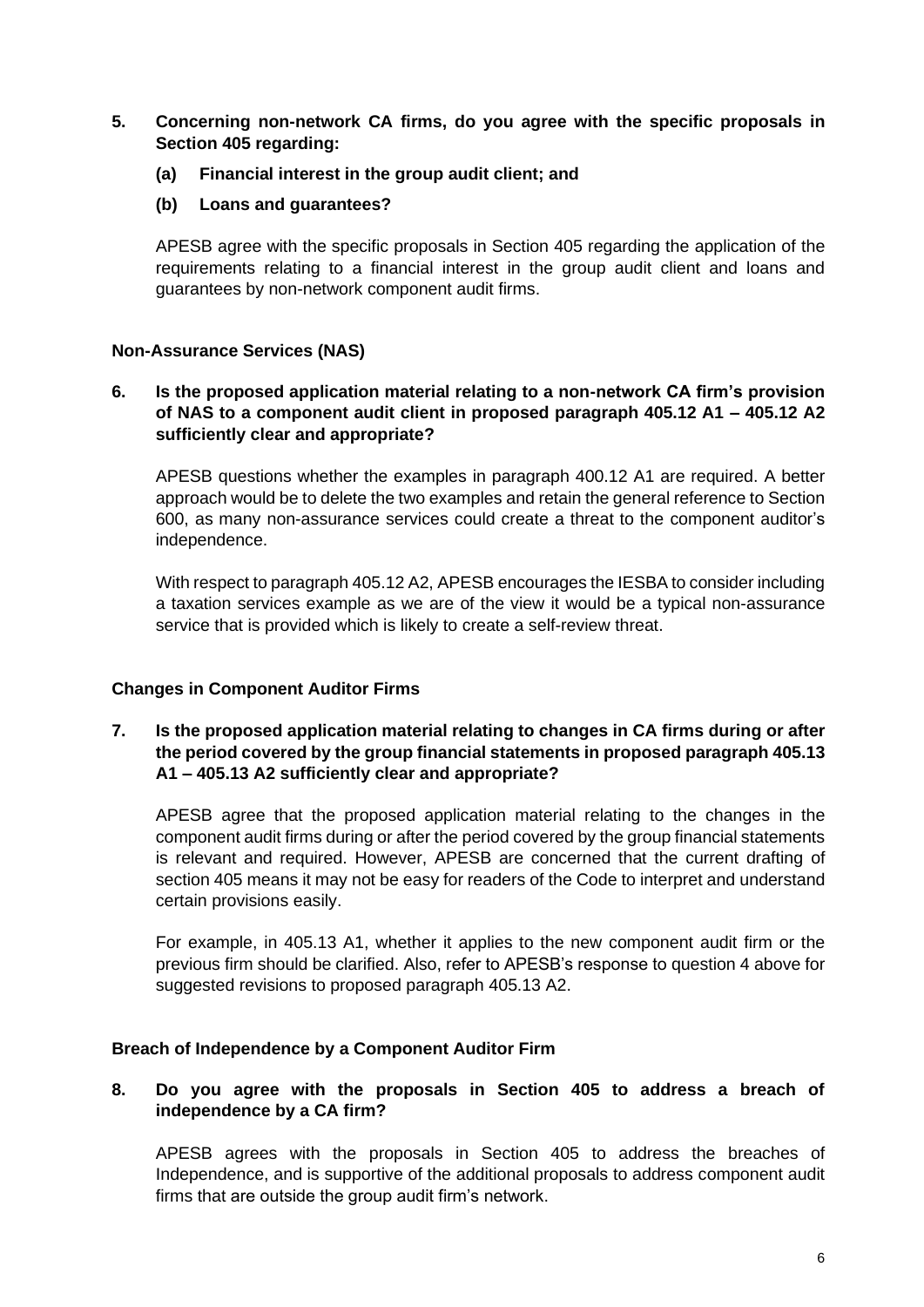**5. Concerning non-network CA firms, do you agree with the specific proposals in Section 405 regarding:**

**(a) Financial interest in the group audit client; and**

**(b) Loans and guarantees?**

APESB agree with the specific proposals in Section 405 regarding the application of the requirements relating to a financial interest in the group audit client and loans and guarantees by non-network component audit firms.

**Non-Assurance Services (NAS)**

**6. Is the proposed application material relating to a non-network CA firm's provision of NAS to a component audit client in proposed paragraph 405.12 A1 – 405.12 A2 sufficiently clear and appropriate?**

APESB questions whether the examples in paragraph 400.12 A1 are required. A better approach would be to delete the two examples and retain the general reference to Section 600, as many non-assurance services could create a threat to the component auditor's independence.

With respect to paragraph 405.12 A2, APESB encourages the IESBA to consider including a taxation services example as we are of the view it would be a typical non-assurance service that is provided which is likely to create a self-review threat.

**Changes in Component Auditor Firms**

**7. Is the proposed application material relating to changes in CA firms during or after the period covered by the group financial statements in proposed paragraph 405.13 A1 – 405.13 A2 sufficiently clear and appropriate?**

APESB agree that the proposed application material relating to the changes in the component audit firms during or after the period covered by the group financial statements is relevant and required. However, APESB are concerned that the current drafting of section 405 means it may not be easy for readers of the Code to interpret and understand certain provisions easily.

For example, in 405.13 A1, whether it applies to the new component audit firm or the previous firm should be clarified. Also, refer to APESB's response to question 4 above for suggested revisions to proposed paragraph 405.13 A2.

**Breach of Independence by a Component Auditor Firm**

**8. Do you agree with the proposals in Section 405 to address a breach of independence by a CA firm?**

APESB agrees with the proposals in Section 405 to address the breaches of Independence, and is supportive of the additional proposals to address component audit firms that are outside the group audit firm's network.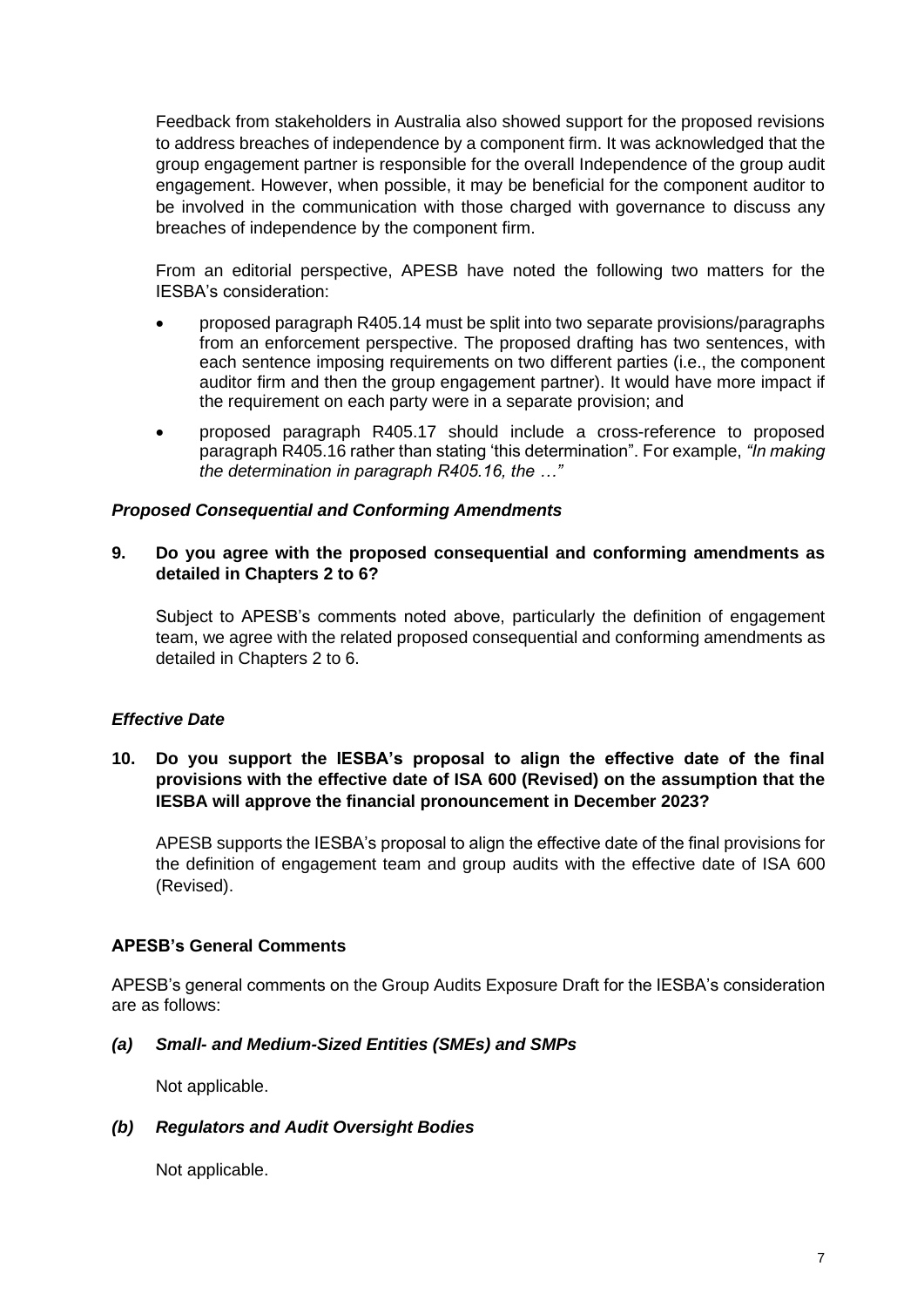Feedback from stakeholders in Australia also showed support for the proposed revisions to address breaches of independence by a component firm. It was acknowledged that the group engagement partner is responsible for the overall Independence of the group audit engagement. However, when possible, it may be beneficial for the component auditor to be involved in the communication with those charged with governance to discuss any breaches of independence by the component firm.

From an editorial perspective, APESB have noted the following two matters for the IESBA's consideration:

- proposed paragraph R405.14 must be split into two separate provisions/paragraphs from an enforcement perspective. The proposed drafting has two sentences, with each sentence imposing requirements on two different parties (i.e., the component auditor firm and then the group engagement partner). It would have more impact if the requirement on each party were in a separate provision; and
- proposed paragraph R405.17 should include a cross-reference to proposed paragraph R405.16 rather than stating 'this determination". For example, *"In making the determination in paragraph R405.16, the …"*

### *Proposed Consequential and Conforming Amendments*

**9. Do you agree with the proposed consequential and conforming amendments as detailed in Chapters 2 to 6?**

Subject to APESB's comments noted above, particularly the definition of engagement team, we agree with the related proposed consequential and conforming amendments as detailed in Chapters 2 to 6.

### *Effective Date*

**10. Do you support the IESBA's proposal to align the effective date of the final provisions with the effective date of ISA 600 (Revised) on the assumption that the IESBA will approve the financial pronouncement in December 2023?**

APESB supports the IESBA's proposal to align the effective date of the final provisions for the definition of engagement team and group audits with the effective date of ISA 600 (Revised).

## APESB's General Comments

APESB's general comments on the Group Audits Exposure Draft for the IESBA's consideration are as follows:

### *(a) Small- and Medium-Sized Entities (SMEs) and SMPs*

Not applicable.

### *(b) Regulators and Audit Oversight Bodies*

Not applicable.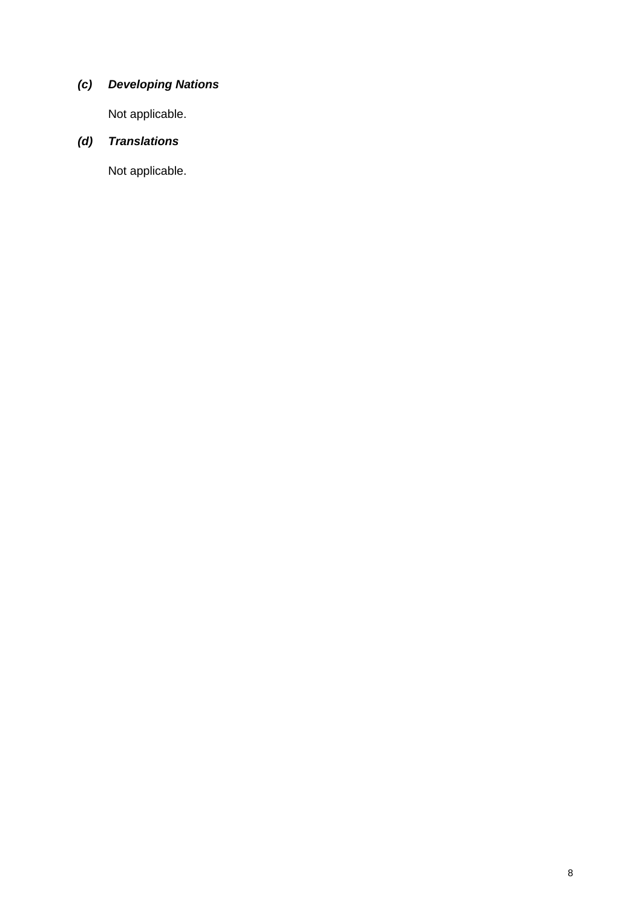***(c) Developing Nations***

Not applicable.

***(d) Translations***

Not applicable.